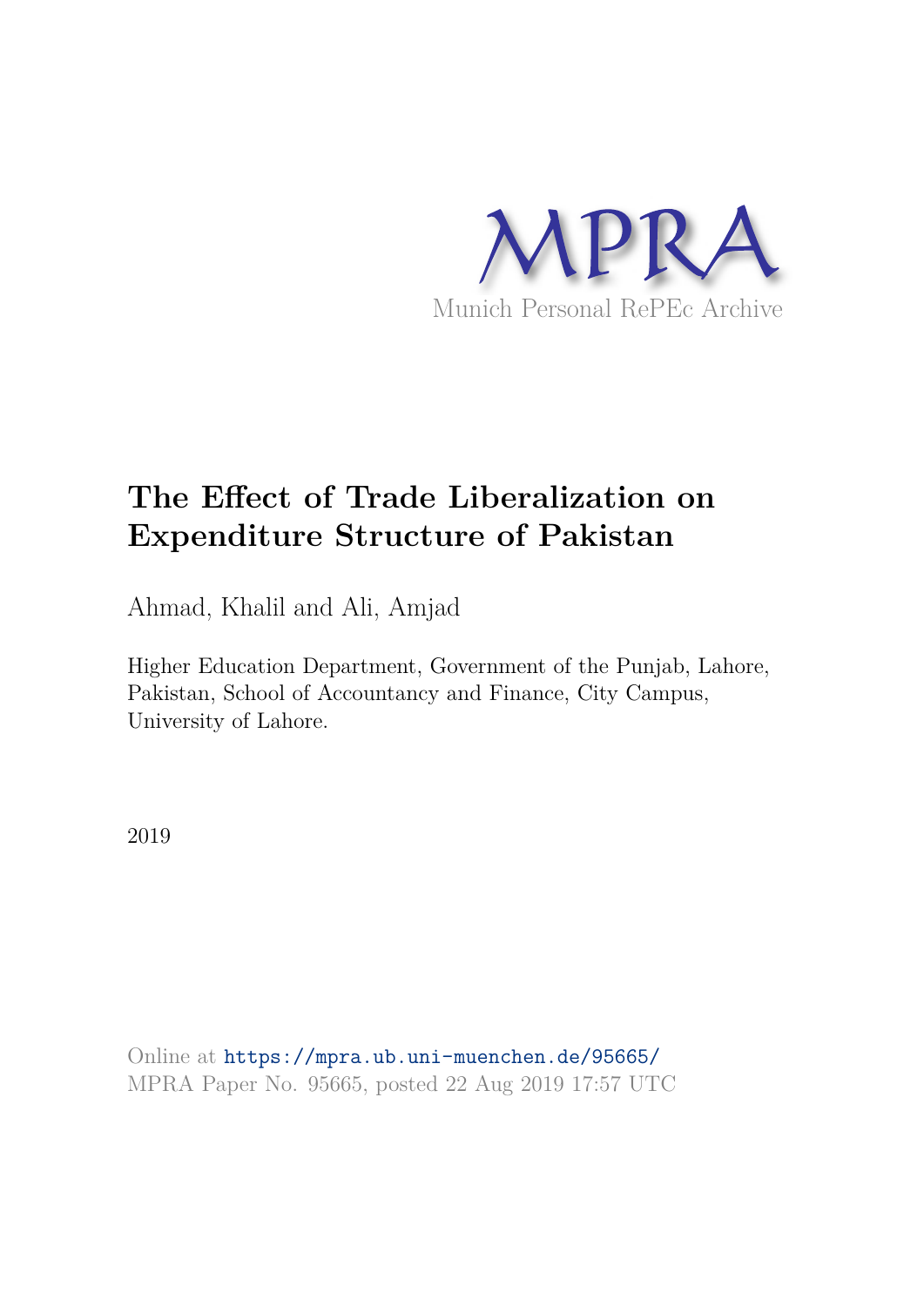MPRA

Munich Personal RePEc Archive

# The Effect of Trade Liberalization on Expenditure Structure of Pakistan

Ahmad, Khalil and Ali, Amjad

Higher Education Department, Government of the Punjab, Lahore, Pakistan, School of Accountancy and Finance, City Campus, University of Lahore.

2019

Online at https://mpra.ub.uni-muenchen.de/95665/
MPRA Paper No. 95665, posted 22 Aug 2019 17:57 UTC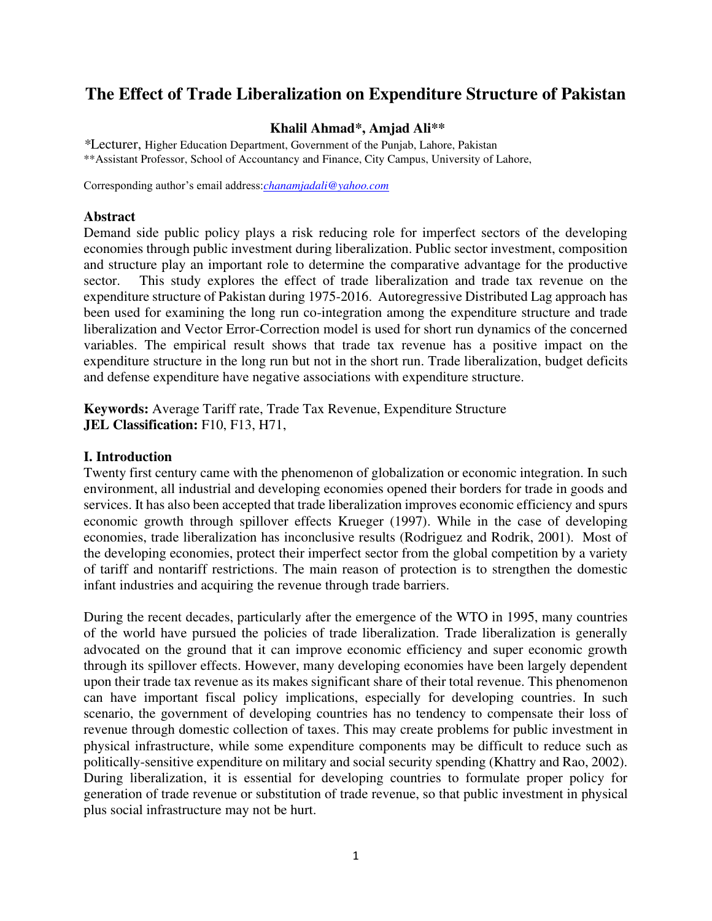# The Effect of Trade Liberalization on Expenditure Structure of Pakistan

**Khalil Ahmad\*, Amjad Ali\*\***

\*Lecturer, Higher Education Department, Government of the Punjab, Lahore, Pakistan
\*\*Assistant Professor, School of Accountancy and Finance, City Campus, University of Lahore,

Corresponding author's email address:*chanamjadali@yahoo.com*

## Abstract

Demand side public policy plays a risk reducing role for imperfect sectors of the developing economies through public investment during liberalization. Public sector investment, composition and structure play an important role to determine the comparative advantage for the productive sector. This study explores the effect of trade liberalization and trade tax revenue on the expenditure structure of Pakistan during 1975-2016. Autoregressive Distributed Lag approach has been used for examining the long run co-integration among the expenditure structure and trade liberalization and Vector Error-Correction model is used for short run dynamics of the concerned variables. The empirical result shows that trade tax revenue has a positive impact on the expenditure structure in the long run but not in the short run. Trade liberalization, budget deficits and defense expenditure have negative associations with expenditure structure.

**Keywords:** Average Tariff rate, Trade Tax Revenue, Expenditure Structure
**JEL Classification:** F10, F13, H71,

## I. Introduction

Twenty first century came with the phenomenon of globalization or economic integration. In such environment, all industrial and developing economies opened their borders for trade in goods and services. It has also been accepted that trade liberalization improves economic efficiency and spurs economic growth through spillover effects Krueger (1997). While in the case of developing economies, trade liberalization has inconclusive results (Rodriguez and Rodrik, 2001). Most of the developing economies, protect their imperfect sector from the global competition by a variety of tariff and nontariff restrictions. The main reason of protection is to strengthen the domestic infant industries and acquiring the revenue through trade barriers.

During the recent decades, particularly after the emergence of the WTO in 1995, many countries of the world have pursued the policies of trade liberalization. Trade liberalization is generally advocated on the ground that it can improve economic efficiency and super economic growth through its spillover effects. However, many developing economies have been largely dependent upon their trade tax revenue as its makes significant share of their total revenue. This phenomenon can have important fiscal policy implications, especially for developing countries. In such scenario, the government of developing countries has no tendency to compensate their loss of revenue through domestic collection of taxes. This may create problems for public investment in physical infrastructure, while some expenditure components may be difficult to reduce such as politically-sensitive expenditure on military and social security spending (Khattry and Rao, 2002). During liberalization, it is essential for developing countries to formulate proper policy for generation of trade revenue or substitution of trade revenue, so that public investment in physical plus social infrastructure may not be hurt.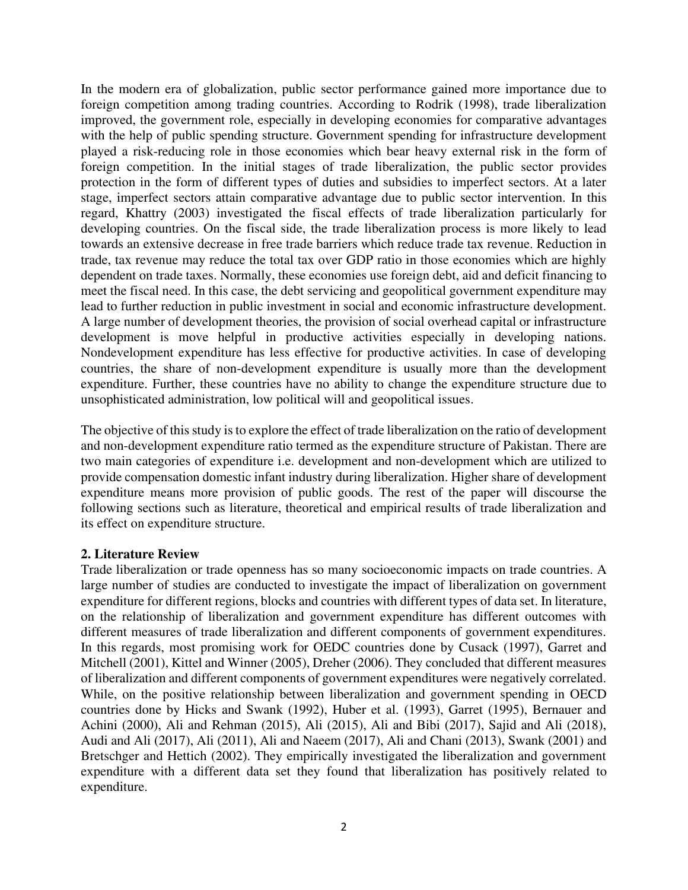In the modern era of globalization, public sector performance gained more importance due to foreign competition among trading countries. According to Rodrik (1998), trade liberalization improved, the government role, especially in developing economies for comparative advantages with the help of public spending structure. Government spending for infrastructure development played a risk-reducing role in those economies which bear heavy external risk in the form of foreign competition. In the initial stages of trade liberalization, the public sector provides protection in the form of different types of duties and subsidies to imperfect sectors. At a later stage, imperfect sectors attain comparative advantage due to public sector intervention. In this regard, Khattry (2003) investigated the fiscal effects of trade liberalization particularly for developing countries. On the fiscal side, the trade liberalization process is more likely to lead towards an extensive decrease in free trade barriers which reduce trade tax revenue. Reduction in trade, tax revenue may reduce the total tax over GDP ratio in those economies which are highly dependent on trade taxes. Normally, these economies use foreign debt, aid and deficit financing to meet the fiscal need. In this case, the debt servicing and geopolitical government expenditure may lead to further reduction in public investment in social and economic infrastructure development. A large number of development theories, the provision of social overhead capital or infrastructure development is move helpful in productive activities especially in developing nations. Nondevelopment expenditure has less effective for productive activities. In case of developing countries, the share of non-development expenditure is usually more than the development expenditure. Further, these countries have no ability to change the expenditure structure due to unsophisticated administration, low political will and geopolitical issues.

The objective of this study is to explore the effect of trade liberalization on the ratio of development and non-development expenditure ratio termed as the expenditure structure of Pakistan. There are two main categories of expenditure i.e. development and non-development which are utilized to provide compensation domestic infant industry during liberalization. Higher share of development expenditure means more provision of public goods. The rest of the paper will discourse the following sections such as literature, theoretical and empirical results of trade liberalization and its effect on expenditure structure.

## 2. Literature Review

Trade liberalization or trade openness has so many socioeconomic impacts on trade countries. A large number of studies are conducted to investigate the impact of liberalization on government expenditure for different regions, blocks and countries with different types of data set. In literature, on the relationship of liberalization and government expenditure has different outcomes with different measures of trade liberalization and different components of government expenditures. In this regards, most promising work for OEDC countries done by Cusack (1997), Garret and Mitchell (2001), Kittel and Winner (2005), Dreher (2006). They concluded that different measures of liberalization and different components of government expenditures were negatively correlated. While, on the positive relationship between liberalization and government spending in OECD countries done by Hicks and Swank (1992), Huber et al. (1993), Garret (1995), Bernauer and Achini (2000), Ali and Rehman (2015), Ali (2015), Ali and Bibi (2017), Sajid and Ali (2018), Audi and Ali (2017), Ali (2011), Ali and Naeem (2017), Ali and Chani (2013), Swank (2001) and Bretschger and Hettich (2002). They empirically investigated the liberalization and government expenditure with a different data set they found that liberalization has positively related to expenditure.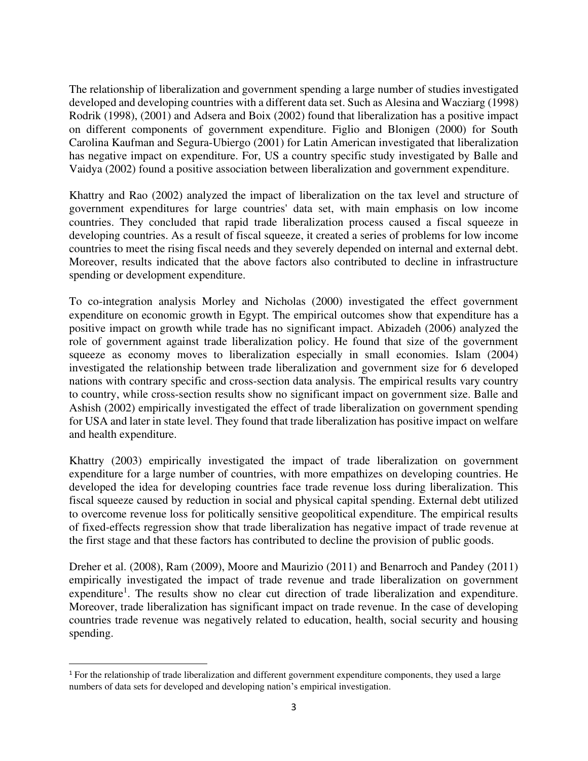The relationship of liberalization and government spending a large number of studies investigated developed and developing countries with a different data set. Such as Alesina and Wacziarg (1998) Rodrik (1998), (2001) and Adsera and Boix (2002) found that liberalization has a positive impact on different components of government expenditure. Figlio and Blonigen (2000) for South Carolina Kaufman and Segura-Ubiergo (2001) for Latin American investigated that liberalization has negative impact on expenditure. For, US a country specific study investigated by Balle and Vaidya (2002) found a positive association between liberalization and government expenditure.

Khattry and Rao (2002) analyzed the impact of liberalization on the tax level and structure of government expenditures for large countries' data set, with main emphasis on low income countries. They concluded that rapid trade liberalization process caused a fiscal squeeze in developing countries. As a result of fiscal squeeze, it created a series of problems for low income countries to meet the rising fiscal needs and they severely depended on internal and external debt. Moreover, results indicated that the above factors also contributed to decline in infrastructure spending or development expenditure.

To co-integration analysis Morley and Nicholas (2000) investigated the effect government expenditure on economic growth in Egypt. The empirical outcomes show that expenditure has a positive impact on growth while trade has no significant impact. Abizadeh (2006) analyzed the role of government against trade liberalization policy. He found that size of the government squeeze as economy moves to liberalization especially in small economies. Islam (2004) investigated the relationship between trade liberalization and government size for 6 developed nations with contrary specific and cross-section data analysis. The empirical results vary country to country, while cross-section results show no significant impact on government size. Balle and Ashish (2002) empirically investigated the effect of trade liberalization on government spending for USA and later in state level. They found that trade liberalization has positive impact on welfare and health expenditure.

Khattry (2003) empirically investigated the impact of trade liberalization on government expenditure for a large number of countries, with more empathizes on developing countries. He developed the idea for developing countries face trade revenue loss during liberalization. This fiscal squeeze caused by reduction in social and physical capital spending. External debt utilized to overcome revenue loss for politically sensitive geopolitical expenditure. The empirical results of fixed-effects regression show that trade liberalization has negative impact of trade revenue at the first stage and that these factors has contributed to decline the provision of public goods.

Dreher et al. (2008), Ram (2009), Moore and Maurizio (2011) and Benarroch and Pandey (2011) empirically investigated the impact of trade revenue and trade liberalization on government expenditure[1]. The results show no clear cut direction of trade liberalization and expenditure. Moreover, trade liberalization has significant impact on trade revenue. In the case of developing countries trade revenue was negatively related to education, health, social security and housing spending.

[1] For the relationship of trade liberalization and different government expenditure components, they used a large numbers of data sets for developed and developing nation's empirical investigation.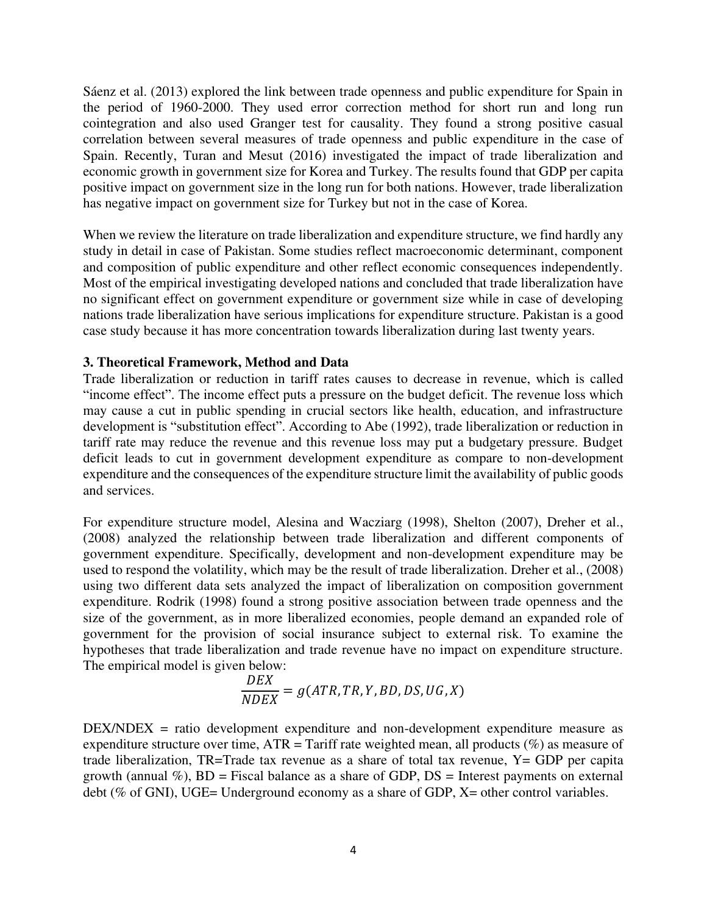Sáenz et al. (2013) explored the link between trade openness and public expenditure for Spain in the period of 1960-2000. They used error correction method for short run and long run cointegration and also used Granger test for causality. They found a strong positive casual correlation between several measures of trade openness and public expenditure in the case of Spain. Recently, Turan and Mesut (2016) investigated the impact of trade liberalization and economic growth in government size for Korea and Turkey. The results found that GDP per capita positive impact on government size in the long run for both nations. However, trade liberalization has negative impact on government size for Turkey but not in the case of Korea.

When we review the literature on trade liberalization and expenditure structure, we find hardly any study in detail in case of Pakistan. Some studies reflect macroeconomic determinant, component and composition of public expenditure and other reflect economic consequences independently. Most of the empirical investigating developed nations and concluded that trade liberalization have no significant effect on government expenditure or government size while in case of developing nations trade liberalization have serious implications for expenditure structure. Pakistan is a good case study because it has more concentration towards liberalization during last twenty years.

### 3. Theoretical Framework, Method and Data

Trade liberalization or reduction in tariff rates causes to decrease in revenue, which is called "income effect". The income effect puts a pressure on the budget deficit. The revenue loss which may cause a cut in public spending in crucial sectors like health, education, and infrastructure development is "substitution effect". According to Abe (1992), trade liberalization or reduction in tariff rate may reduce the revenue and this revenue loss may put a budgetary pressure. Budget deficit leads to cut in government development expenditure as compare to non-development expenditure and the consequences of the expenditure structure limit the availability of public goods and services.

For expenditure structure model, Alesina and Wacziarg (1998), Shelton (2007), Dreher et al., (2008) analyzed the relationship between trade liberalization and different components of government expenditure. Specifically, development and non-development expenditure may be used to respond the volatility, which may be the result of trade liberalization. Dreher et al., (2008) using two different data sets analyzed the impact of liberalization on composition government expenditure. Rodrik (1998) found a strong positive association between trade openness and the size of the government, as in more liberalized economies, people demand an expanded role of government for the provision of social insurance subject to external risk. To examine the hypotheses that trade liberalization and trade revenue have no impact on expenditure structure. The empirical model is given below:

$$\frac{DEX}{NDEX} = g(ATR, TR, Y, BD, DS, UG, X)$$

DEX/NDEX = ratio development expenditure and non-development expenditure measure as expenditure structure over time, ATR = Tariff rate weighted mean, all products (%) as measure of trade liberalization, TR=Trade tax revenue as a share of total tax revenue, Y= GDP per capita growth (annual %), BD = Fiscal balance as a share of GDP, DS = Interest payments on external debt (% of GNI), UGE= Underground economy as a share of GDP, X= other control variables.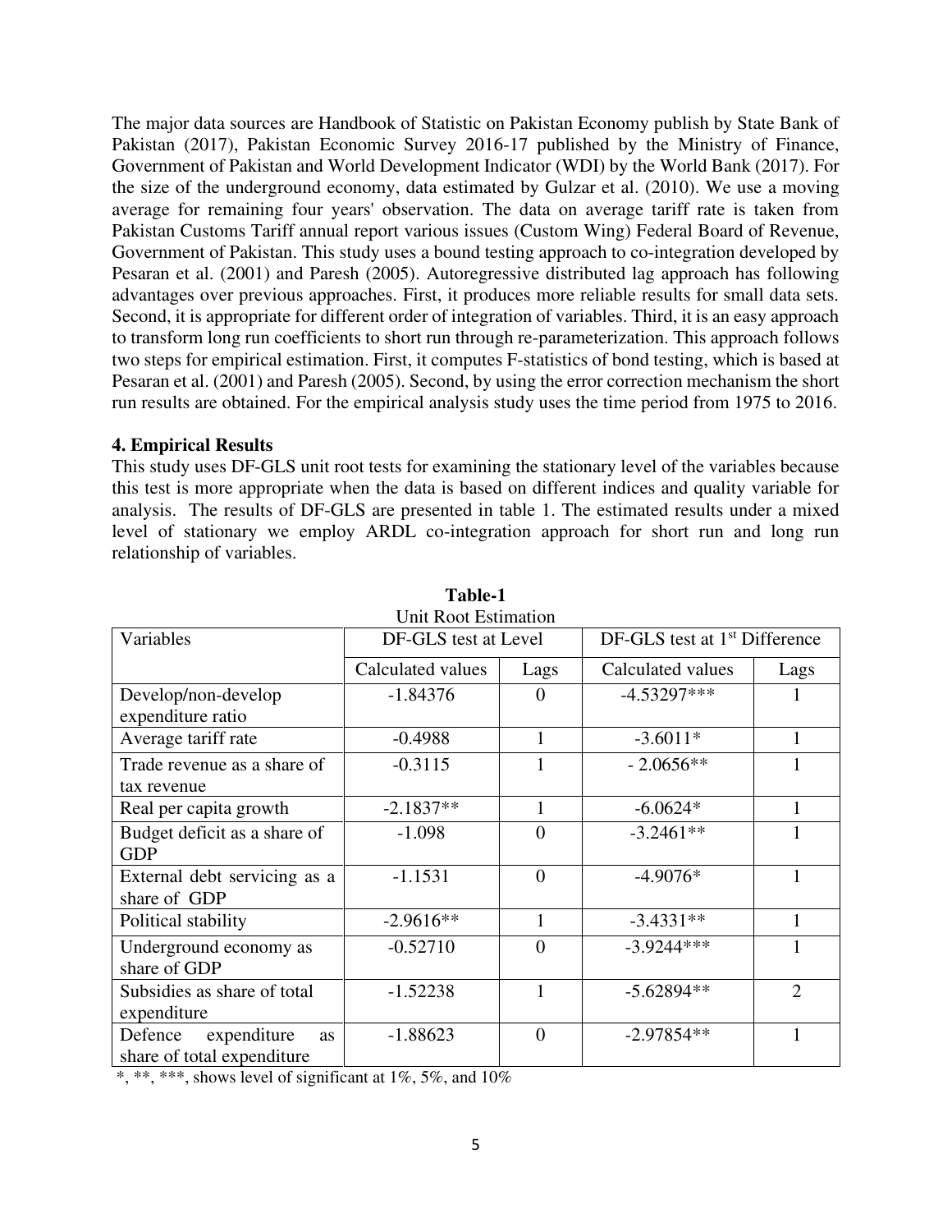The major data sources are Handbook of Statistic on Pakistan Economy publish by State Bank of Pakistan (2017), Pakistan Economic Survey 2016-17 published by the Ministry of Finance, Government of Pakistan and World Development Indicator (WDI) by the World Bank (2017). For the size of the underground economy, data estimated by Gulzar et al. (2010). We use a moving average for remaining four years' observation. The data on average tariff rate is taken from Pakistan Customs Tariff annual report various issues (Custom Wing) Federal Board of Revenue, Government of Pakistan. This study uses a bound testing approach to co-integration developed by Pesaran et al. (2001) and Paresh (2005). Autoregressive distributed lag approach has following advantages over previous approaches. First, it produces more reliable results for small data sets. Second, it is appropriate for different order of integration of variables. Third, it is an easy approach to transform long run coefficients to short run through re-parameterization. This approach follows two steps for empirical estimation. First, it computes F-statistics of bond testing, which is based at Pesaran et al. (2001) and Paresh (2005). Second, by using the error correction mechanism the short run results are obtained. For the empirical analysis study uses the time period from 1975 to 2016.

## 4. Empirical Results

This study uses DF-GLS unit root tests for examining the stationary level of the variables because this test is more appropriate when the data is based on different indices and quality variable for analysis. The results of DF-GLS are presented in table 1. The estimated results under a mixed level of stationary we employ ARDL co-integration approach for short run and long run relationship of variables.

**Table-1**

Unit Root Estimation

| Variables | DF-GLS test at Level | | DF-GLS test at 1st Difference | |
|---|---|---|---|---|
| | Calculated values | Lags | Calculated values | Lags |
| Develop/non-develop expenditure ratio | -1.84376 | 0 | -4.53297*** | 1 |
| Average tariff rate | -0.4988 | 1 | -3.6011* | 1 |
| Trade revenue as a share of tax revenue | -0.3115 | 1 | - 2.0656** | 1 |
| Real per capita growth | -2.1837** | 1 | -6.0624* | 1 |
| Budget deficit as a share of GDP | -1.098 | 0 | -3.2461** | 1 |
| External debt servicing as a share of GDP | -1.1531 | 0 | -4.9076* | 1 |
| Political stability | -2.9616** | 1 | -3.4331** | 1 |
| Underground economy as share of GDP | -0.52710 | 0 | -3.9244*** | 1 |
| Subsidies as share of total expenditure | -1.52238 | 1 | -5.62894** | 2 |
| Defence expenditure as share of total expenditure | -1.88623 | 0 | -2.97854** | 1 |

*, **, ***, shows level of significant at 1%, 5%, and 10%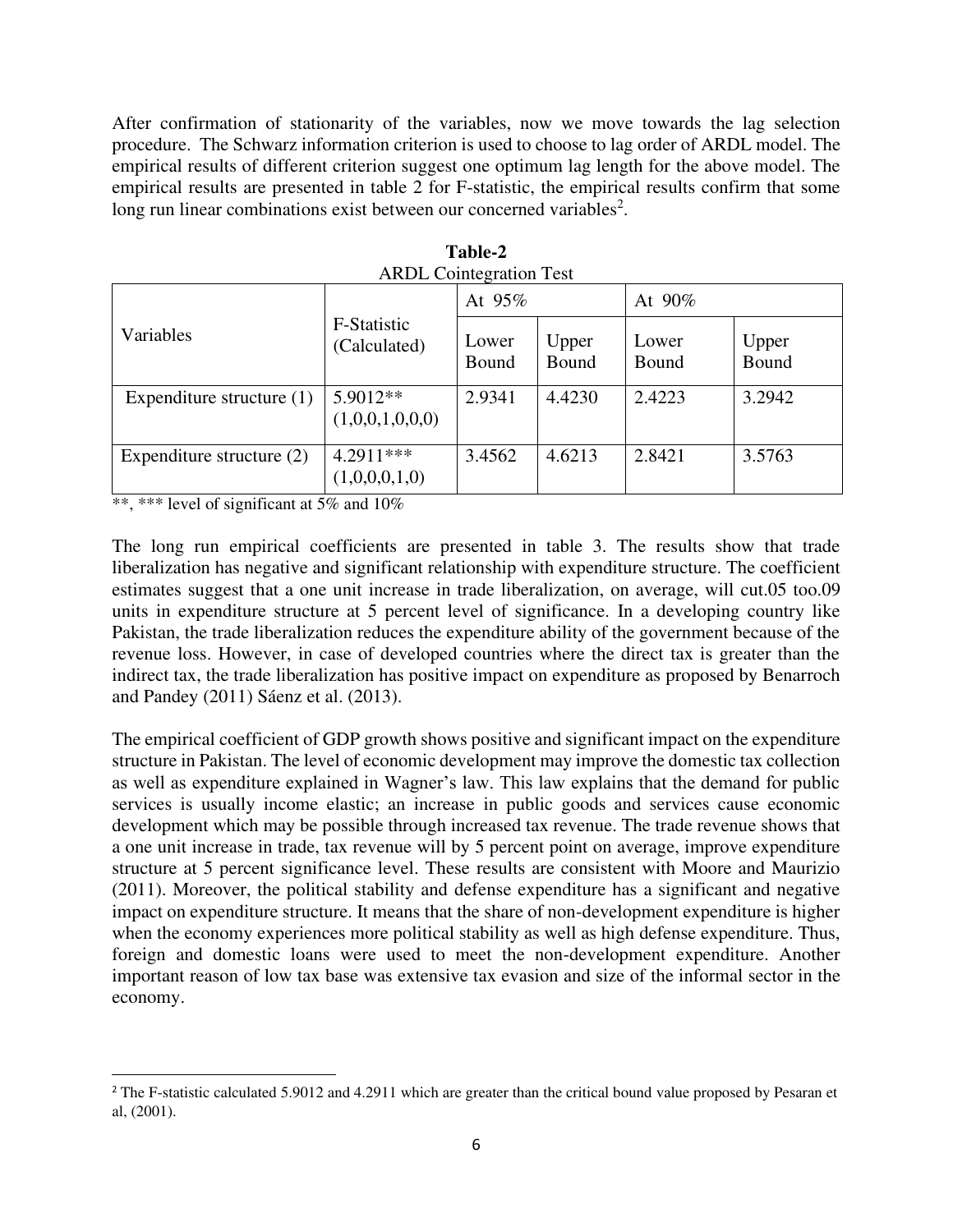After confirmation of stationarity of the variables, now we move towards the lag selection procedure. The Schwarz information criterion is used to choose to lag order of ARDL model. The empirical results of different criterion suggest one optimum lag length for the above model. The empirical results are presented in table 2 for F-statistic, the empirical results confirm that some long run linear combinations exist between our concerned variables[2].

**Table-2**

ARDL Cointegration Test

| Variables | F-Statistic (Calculated) | At 95% | | At 90% | |
|---|---|---|---|---|---|
| | | Lower Bound | Upper Bound | Lower Bound | Upper Bound |
| Expenditure structure (1) | 5.9012** (1,0,0,1,0,0,0) | 2.9341 | 4.4230 | 2.4223 | 3.2942 |
| Expenditure structure (2) | 4.2911*** (1,0,0,0,1,0) | 3.4562 | 4.6213 | 2.8421 | 3.5763 |

**, *** level of significant at 5% and 10%

The long run empirical coefficients are presented in table 3. The results show that trade liberalization has negative and significant relationship with expenditure structure. The coefficient estimates suggest that a one unit increase in trade liberalization, on average, will cut.05 too.09 units in expenditure structure at 5 percent level of significance. In a developing country like Pakistan, the trade liberalization reduces the expenditure ability of the government because of the revenue loss. However, in case of developed countries where the direct tax is greater than the indirect tax, the trade liberalization has positive impact on expenditure as proposed by Benarroch and Pandey (2011) Sáenz et al. (2013).

The empirical coefficient of GDP growth shows positive and significant impact on the expenditure structure in Pakistan. The level of economic development may improve the domestic tax collection as well as expenditure explained in Wagner's law. This law explains that the demand for public services is usually income elastic; an increase in public goods and services cause economic development which may be possible through increased tax revenue. The trade revenue shows that a one unit increase in trade, tax revenue will by 5 percent point on average, improve expenditure structure at 5 percent significance level. These results are consistent with Moore and Maurizio (2011). Moreover, the political stability and defense expenditure has a significant and negative impact on expenditure structure. It means that the share of non-development expenditure is higher when the economy experiences more political stability as well as high defense expenditure. Thus, foreign and domestic loans were used to meet the non-development expenditure. Another important reason of low tax base was extensive tax evasion and size of the informal sector in the economy.

---

[2] The F-statistic calculated 5.9012 and 4.2911 which are greater than the critical bound value proposed by Pesaran et al, (2001).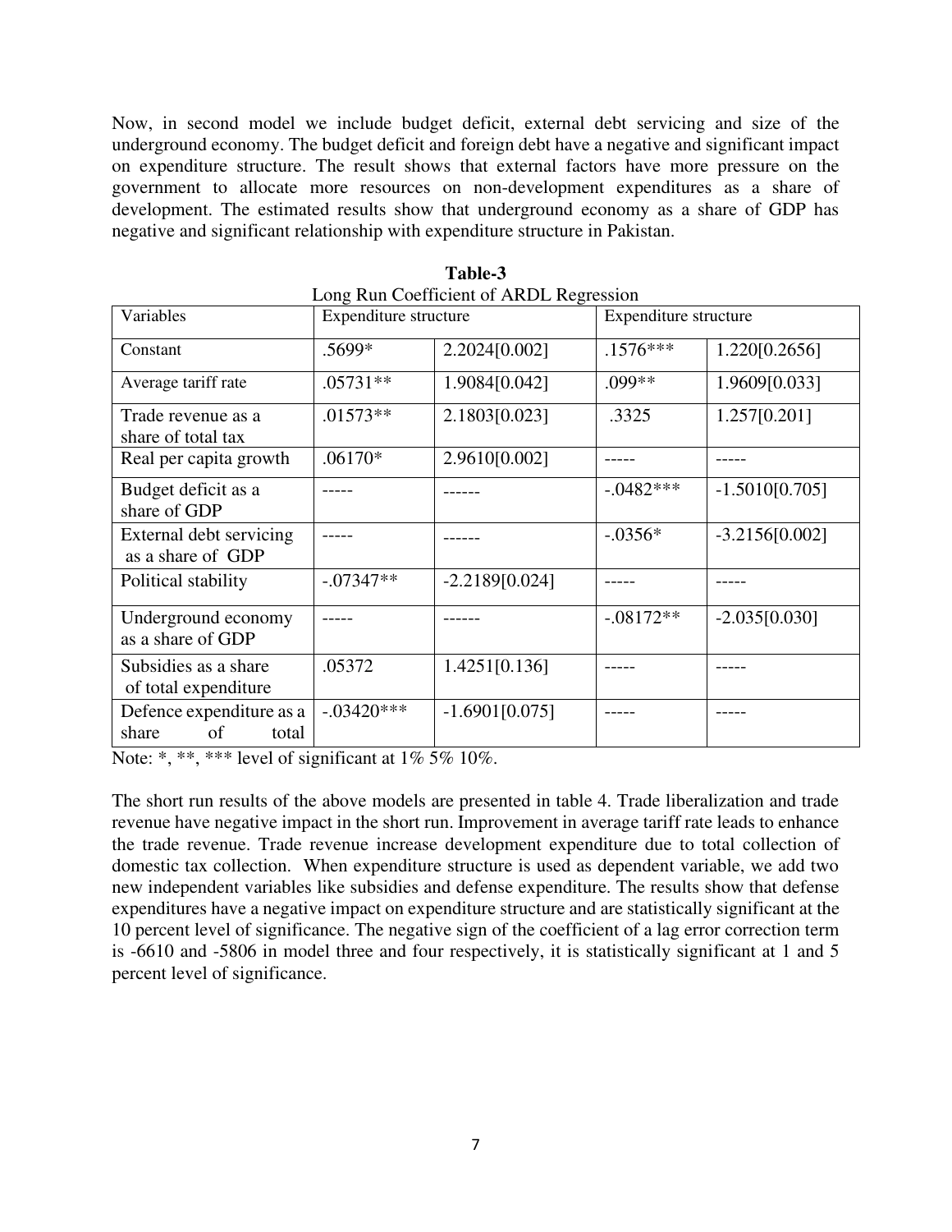Now, in second model we include budget deficit, external debt servicing and size of the underground economy. The budget deficit and foreign debt have a negative and significant impact on expenditure structure. The result shows that external factors have more pressure on the government to allocate more resources on non-development expenditures as a share of development. The estimated results show that underground economy as a share of GDP has negative and significant relationship with expenditure structure in Pakistan.

**Table-3**

Long Run Coefficient of ARDL Regression

| Variables | Expenditure structure | | Expenditure structure | |
|---|---|---|---|---|
| Constant | .5699* | 2.2024[0.002] | .1576*** | 1.220[0.2656] |
| Average tariff rate | .05731** | 1.9084[0.042] | .099** | 1.9609[0.033] |
| Trade revenue as a share of total tax | .01573** | 2.1803[0.023] | .3325 | 1.257[0.201] |
| Real per capita growth | .06170* | 2.9610[0.002] | ----- | ----- |
| Budget deficit as a share of GDP | ----- | ------ | -.0482*** | -1.5010[0.705] |
| External debt servicing as a share of GDP | ----- | ------ | -.0356* | -3.2156[0.002] |
| Political stability | -.07347** | -2.2189[0.024] | ----- | ----- |
| Underground economy as a share of GDP | ----- | ------ | -.08172** | -2.035[0.030] |
| Subsidies as a share of total expenditure | .05372 | 1.4251[0.136] | ----- | ----- |
| Defence expenditure as a share of total | -.03420*** | -1.6901[0.075] | ----- | ----- |

Note: *, **, *** level of significant at 1% 5% 10%.

The short run results of the above models are presented in table 4. Trade liberalization and trade revenue have negative impact in the short run. Improvement in average tariff rate leads to enhance the trade revenue. Trade revenue increase development expenditure due to total collection of domestic tax collection. When expenditure structure is used as dependent variable, we add two new independent variables like subsidies and defense expenditure. The results show that defense expenditures have a negative impact on expenditure structure and are statistically significant at the 10 percent level of significance. The negative sign of the coefficient of a lag error correction term is -6610 and -5806 in model three and four respectively, it is statistically significant at 1 and 5 percent level of significance.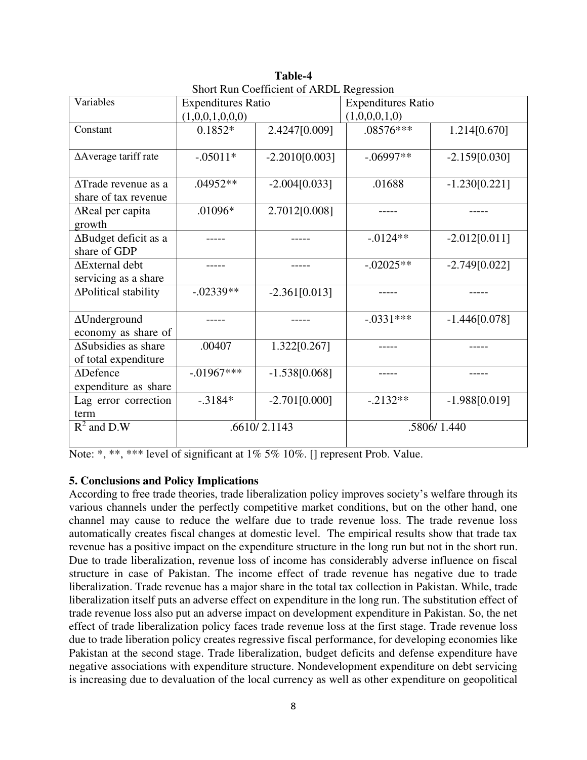**Table-4**
Short Run Coefficient of ARDL Regression

| Variables | Expenditures Ratio (1,0,0,1,0,0,0) | | Expenditures Ratio (1,0,0,0,1,0) | |
|---|---|---|---|---|
| Constant | 0.1852* | 2.4247[0.009] | .08576*** | 1.214[0.670] |
| ΔAverage tariff rate | -.05011* | -2.2010[0.003] | -.06997** | -2.159[0.030] |
| ΔTrade revenue as a share of tax revenue | .04952** | -2.004[0.033] | .01688 | -1.230[0.221] |
| ΔReal per capita growth | .01096* | 2.7012[0.008] | ----- | ----- |
| ΔBudget deficit as a share of GDP | ----- | ----- | -.0124** | -2.012[0.011] |
| ΔExternal debt servicing as a share | ----- | ----- | -.02025** | -2.749[0.022] |
| ΔPolitical stability | -.02339** | -2.361[0.013] | ----- | ----- |
| ΔUnderground economy as share of | ----- | ----- | -.0331*** | -1.446[0.078] |
| ΔSubsidies as share of total expenditure | .00407 | 1.322[0.267] | ----- | ----- |
| ΔDefence expenditure as share | -.01967*** | -1.538[0.068] | ----- | ----- |
| Lag error correction term | -.3184* | -2.701[0.000] | -.2132** | -1.988[0.019] |
| $R^2$ and D.W | .6610/ 2.1143 | | .5806/ 1.440 | |

Note: *, **, *** level of significant at 1% 5% 10%. [] represent Prob. Value.

## 5. Conclusions and Policy Implications

According to free trade theories, trade liberalization policy improves society's welfare through its various channels under the perfectly competitive market conditions, but on the other hand, one channel may cause to reduce the welfare due to trade revenue loss. The trade revenue loss automatically creates fiscal changes at domestic level. The empirical results show that trade tax revenue has a positive impact on the expenditure structure in the long run but not in the short run. Due to trade liberalization, revenue loss of income has considerably adverse influence on fiscal structure in case of Pakistan. The income effect of trade revenue has negative due to trade liberalization. Trade revenue has a major share in the total tax collection in Pakistan. While, trade liberalization itself puts an adverse effect on expenditure in the long run. The substitution effect of trade revenue loss also put an adverse impact on development expenditure in Pakistan. So, the net effect of trade liberalization policy faces trade revenue loss at the first stage. Trade revenue loss due to trade liberation policy creates regressive fiscal performance, for developing economies like Pakistan at the second stage. Trade liberalization, budget deficits and defense expenditure have negative associations with expenditure structure. Nondevelopment expenditure on debt servicing is increasing due to devaluation of the local currency as well as other expenditure on geopolitical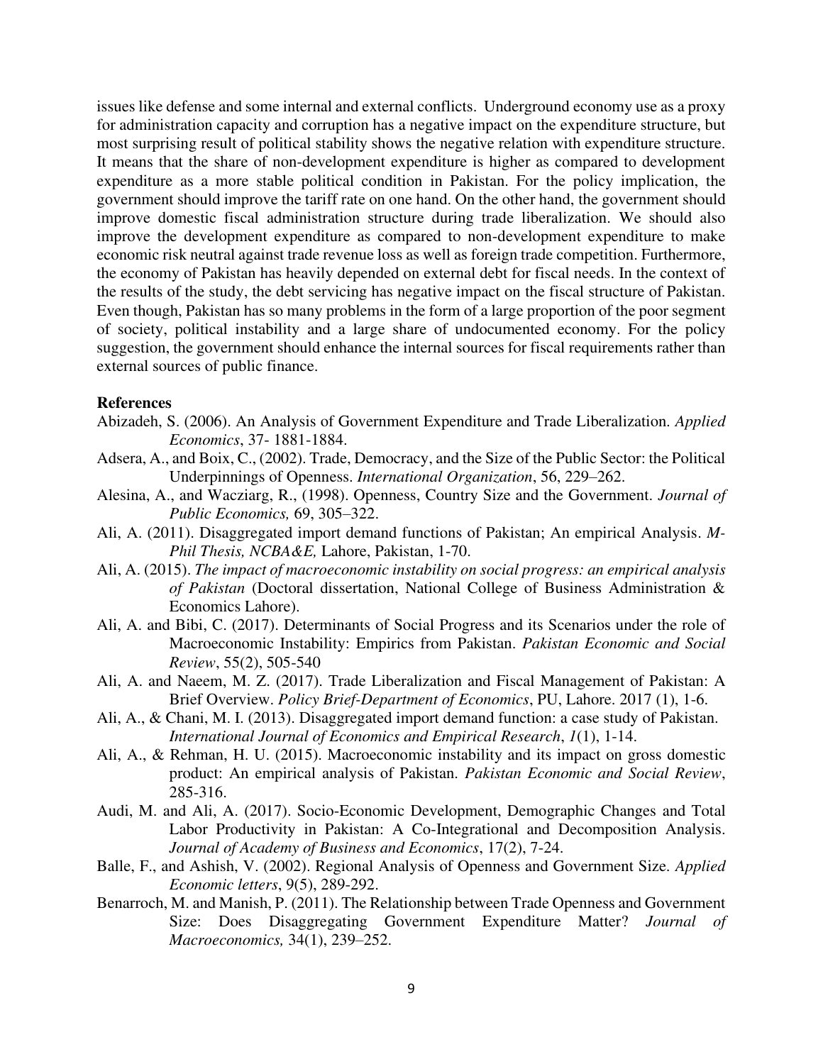issues like defense and some internal and external conflicts. Underground economy use as a proxy for administration capacity and corruption has a negative impact on the expenditure structure, but most surprising result of political stability shows the negative relation with expenditure structure. It means that the share of non-development expenditure is higher as compared to development expenditure as a more stable political condition in Pakistan. For the policy implication, the government should improve the tariff rate on one hand. On the other hand, the government should improve domestic fiscal administration structure during trade liberalization. We should also improve the development expenditure as compared to non-development expenditure to make economic risk neutral against trade revenue loss as well as foreign trade competition. Furthermore, the economy of Pakistan has heavily depended on external debt for fiscal needs. In the context of the results of the study, the debt servicing has negative impact on the fiscal structure of Pakistan. Even though, Pakistan has so many problems in the form of a large proportion of the poor segment of society, political instability and a large share of undocumented economy. For the policy suggestion, the government should enhance the internal sources for fiscal requirements rather than external sources of public finance.

**References**

Abizadeh, S. (2006). An Analysis of Government Expenditure and Trade Liberalization. *Applied Economics*, 37- 1881-1884.

Adsera, A., and Boix, C., (2002). Trade, Democracy, and the Size of the Public Sector: the Political Underpinnings of Openness. *International Organization*, 56, 229–262.

Alesina, A., and Wacziarg, R., (1998). Openness, Country Size and the Government. *Journal of Public Economics,* 69, 305–322.

Ali, A. (2011). Disaggregated import demand functions of Pakistan; An empirical Analysis. *M-Phil Thesis, NCBA&E,* Lahore, Pakistan, 1-70.

Ali, A. (2015). *The impact of macroeconomic instability on social progress: an empirical analysis of Pakistan* (Doctoral dissertation, National College of Business Administration & Economics Lahore).

Ali, A. and Bibi, C. (2017). Determinants of Social Progress and its Scenarios under the role of Macroeconomic Instability: Empirics from Pakistan. *Pakistan Economic and Social Review*, 55(2), 505-540

Ali, A. and Naeem, M. Z. (2017). Trade Liberalization and Fiscal Management of Pakistan: A Brief Overview. *Policy Brief-Department of Economics*, PU, Lahore. 2017 (1), 1-6.

Ali, A., & Chani, M. I. (2013). Disaggregated import demand function: a case study of Pakistan. *International Journal of Economics and Empirical Research*, *1*(1), 1-14.

Ali, A., & Rehman, H. U. (2015). Macroeconomic instability and its impact on gross domestic product: An empirical analysis of Pakistan. *Pakistan Economic and Social Review*, 285-316.

Audi, M. and Ali, A. (2017). Socio-Economic Development, Demographic Changes and Total Labor Productivity in Pakistan: A Co-Integrational and Decomposition Analysis. *Journal of Academy of Business and Economics*, 17(2), 7-24.

Balle, F., and Ashish, V. (2002). Regional Analysis of Openness and Government Size. *Applied Economic letters*, 9(5), 289-292.

Benarroch, M. and Manish, P. (2011). The Relationship between Trade Openness and Government Size: Does Disaggregating Government Expenditure Matter? *Journal of Macroeconomics,* 34(1), 239–252.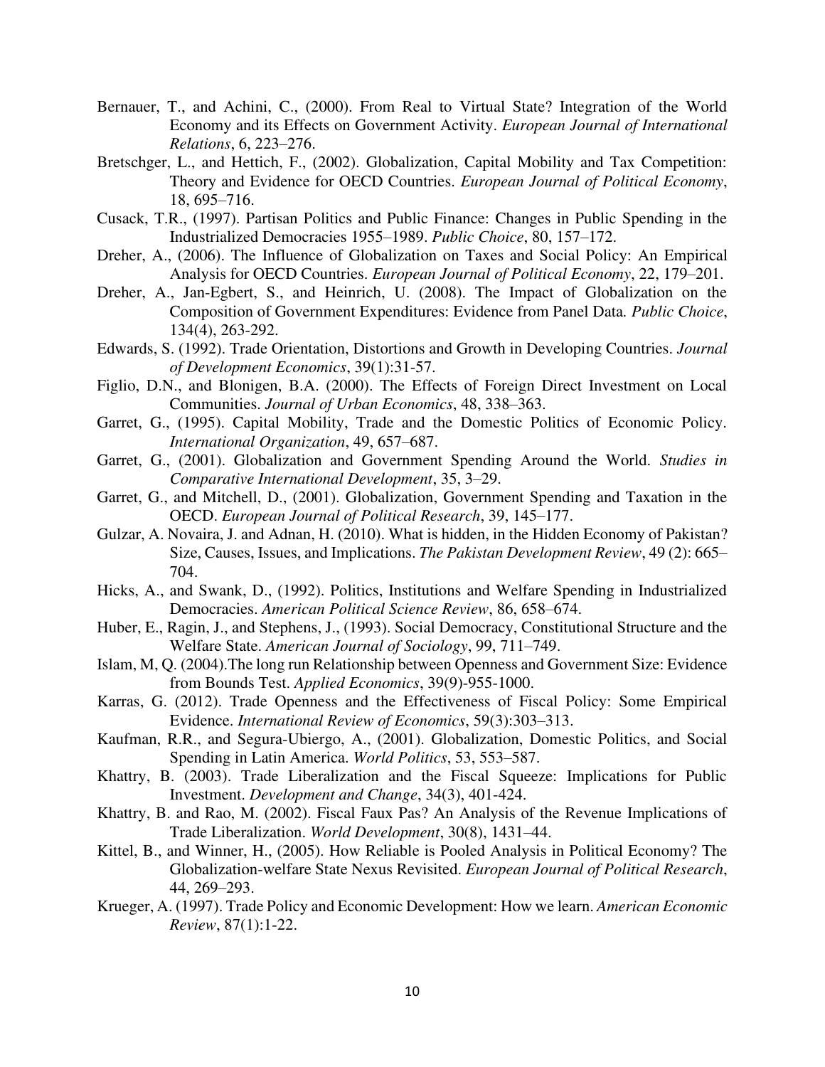Bernauer, T., and Achini, C., (2000). From Real to Virtual State? Integration of the World Economy and its Effects on Government Activity. *European Journal of International Relations*, 6, 223–276.

Bretschger, L., and Hettich, F., (2002). Globalization, Capital Mobility and Tax Competition: Theory and Evidence for OECD Countries. *European Journal of Political Economy*, 18, 695–716.

Cusack, T.R., (1997). Partisan Politics and Public Finance: Changes in Public Spending in the Industrialized Democracies 1955–1989. *Public Choice*, 80, 157–172.

Dreher, A., (2006). The Influence of Globalization on Taxes and Social Policy: An Empirical Analysis for OECD Countries. *European Journal of Political Economy*, 22, 179–201.

Dreher, A., Jan-Egbert, S., and Heinrich, U. (2008). The Impact of Globalization on the Composition of Government Expenditures: Evidence from Panel Data. *Public Choice*, 134(4), 263-292.

Edwards, S. (1992). Trade Orientation, Distortions and Growth in Developing Countries. *Journal of Development Economics*, 39(1):31-57.

Figlio, D.N., and Blonigen, B.A. (2000). The Effects of Foreign Direct Investment on Local Communities. *Journal of Urban Economics*, 48, 338–363.

Garret, G., (1995). Capital Mobility, Trade and the Domestic Politics of Economic Policy. *International Organization*, 49, 657–687.

Garret, G., (2001). Globalization and Government Spending Around the World. *Studies in Comparative International Development*, 35, 3–29.

Garret, G., and Mitchell, D., (2001). Globalization, Government Spending and Taxation in the OECD. *European Journal of Political Research*, 39, 145–177.

Gulzar, A. Novaira, J. and Adnan, H. (2010). What is hidden, in the Hidden Economy of Pakistan? Size, Causes, Issues, and Implications. *The Pakistan Development Review*, 49 (2): 665–704.

Hicks, A., and Swank, D., (1992). Politics, Institutions and Welfare Spending in Industrialized Democracies. *American Political Science Review*, 86, 658–674.

Huber, E., Ragin, J., and Stephens, J., (1993). Social Democracy, Constitutional Structure and the Welfare State. *American Journal of Sociology*, 99, 711–749.

Islam, M, Q. (2004).The long run Relationship between Openness and Government Size: Evidence from Bounds Test. *Applied Economics*, 39(9)-955-1000.

Karras, G. (2012). Trade Openness and the Effectiveness of Fiscal Policy: Some Empirical Evidence. *International Review of Economics*, 59(3):303–313.

Kaufman, R.R., and Segura-Ubiergo, A., (2001). Globalization, Domestic Politics, and Social Spending in Latin America. *World Politics*, 53, 553–587.

Khattry, B. (2003). Trade Liberalization and the Fiscal Squeeze: Implications for Public Investment. *Development and Change*, 34(3), 401-424.

Khattry, B. and Rao, M. (2002). Fiscal Faux Pas? An Analysis of the Revenue Implications of Trade Liberalization. *World Development*, 30(8), 1431–44.

Kittel, B., and Winner, H., (2005). How Reliable is Pooled Analysis in Political Economy? The Globalization-welfare State Nexus Revisited. *European Journal of Political Research*, 44, 269–293.

Krueger, A. (1997). Trade Policy and Economic Development: How we learn. *American Economic Review*, 87(1):1-22.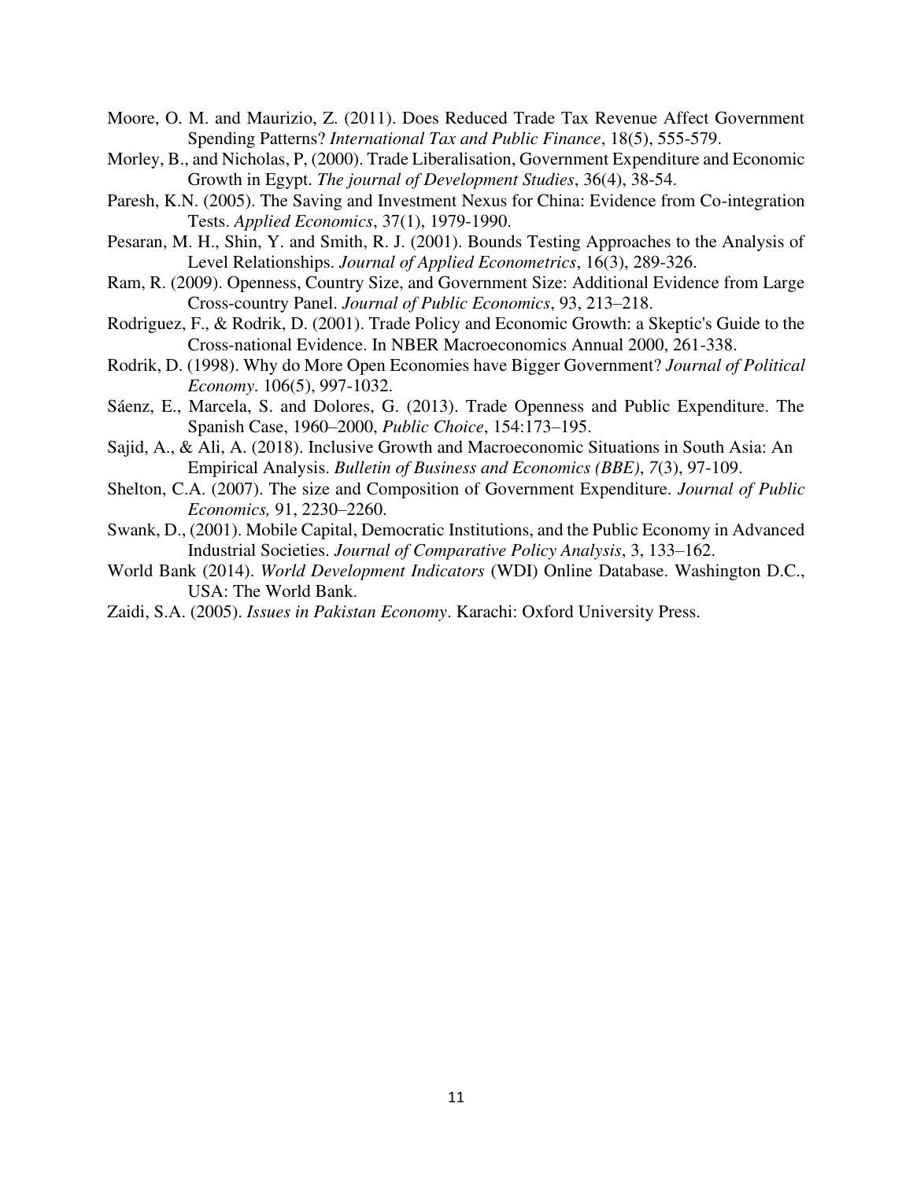Moore, O. M. and Maurizio, Z. (2011). Does Reduced Trade Tax Revenue Affect Government Spending Patterns? *International Tax and Public Finance*, 18(5), 555-579.

Morley, B., and Nicholas, P, (2000). Trade Liberalisation, Government Expenditure and Economic Growth in Egypt. *The journal of Development Studies*, 36(4), 38-54.

Paresh, K.N. (2005). The Saving and Investment Nexus for China: Evidence from Co-integration Tests. *Applied Economics*, 37(1), 1979-1990.

Pesaran, M. H., Shin, Y. and Smith, R. J. (2001). Bounds Testing Approaches to the Analysis of Level Relationships. *Journal of Applied Econometrics*, 16(3), 289-326.

Ram, R. (2009). Openness, Country Size, and Government Size: Additional Evidence from Large Cross-country Panel. *Journal of Public Economics*, 93, 213–218.

Rodriguez, F., & Rodrik, D. (2001). Trade Policy and Economic Growth: a Skeptic's Guide to the Cross-national Evidence. In NBER Macroeconomics Annual 2000, 261-338.

Rodrik, D. (1998). Why do More Open Economies have Bigger Government? *Journal of Political Economy*. 106(5), 997-1032.

Sáenz, E., Marcela, S. and Dolores, G. (2013). Trade Openness and Public Expenditure. The Spanish Case, 1960–2000, *Public Choice*, 154:173–195.

Sajid, A., & Ali, A. (2018). Inclusive Growth and Macroeconomic Situations in South Asia: An Empirical Analysis. *Bulletin of Business and Economics (BBE)*, *7*(3), 97-109.

Shelton, C.A. (2007). The size and Composition of Government Expenditure. *Journal of Public Economics,* 91, 2230–2260.

Swank, D., (2001). Mobile Capital, Democratic Institutions, and the Public Economy in Advanced Industrial Societies. *Journal of Comparative Policy Analysis*, 3, 133–162.

World Bank (2014). *World Development Indicators* (WDI) Online Database. Washington D.C., USA: The World Bank.

Zaidi, S.A. (2005). *Issues in Pakistan Economy*. Karachi: Oxford University Press.